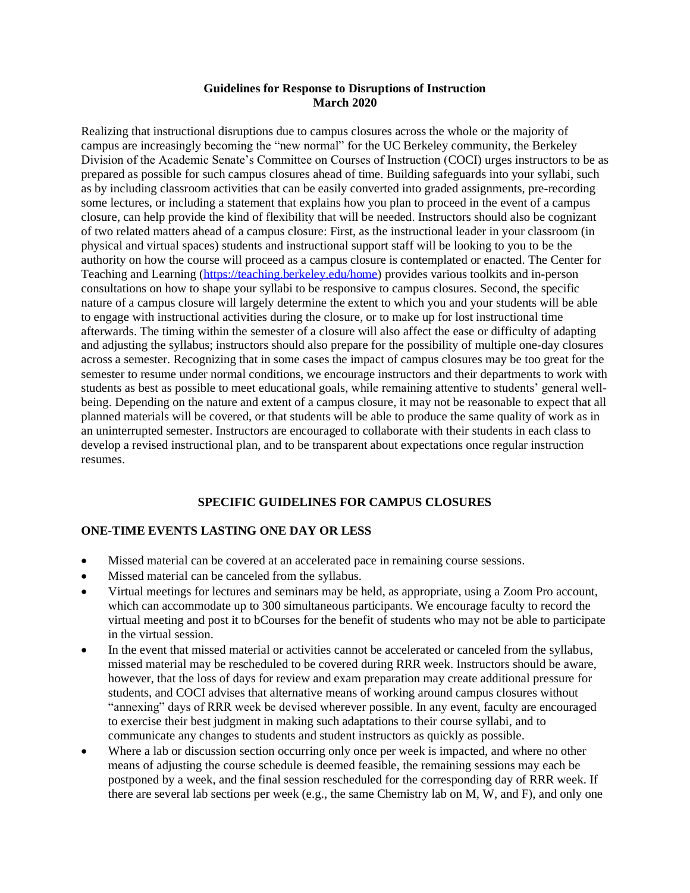**Guidelines for Response to Disruptions of Instruction**
**March 2020**

Realizing that instructional disruptions due to campus closures across the whole or the majority of campus are increasingly becoming the "new normal" for the UC Berkeley community, the Berkeley Division of the Academic Senate's Committee on Courses of Instruction (COCI) urges instructors to be as prepared as possible for such campus closures ahead of time. Building safeguards into your syllabi, such as by including classroom activities that can be easily converted into graded assignments, pre-recording some lectures, or including a statement that explains how you plan to proceed in the event of a campus closure, can help provide the kind of flexibility that will be needed. Instructors should also be cognizant of two related matters ahead of a campus closure: First, as the instructional leader in your classroom (in physical and virtual spaces) students and instructional support staff will be looking to you to be the authority on how the course will proceed as a campus closure is contemplated or enacted. The Center for Teaching and Learning (https://teaching.berkeley.edu/home) provides various toolkits and in-person consultations on how to shape your syllabi to be responsive to campus closures. Second, the specific nature of a campus closure will largely determine the extent to which you and your students will be able to engage with instructional activities during the closure, or to make up for lost instructional time afterwards. The timing within the semester of a closure will also affect the ease or difficulty of adapting and adjusting the syllabus; instructors should also prepare for the possibility of multiple one-day closures across a semester. Recognizing that in some cases the impact of campus closures may be too great for the semester to resume under normal conditions, we encourage instructors and their departments to work with students as best as possible to meet educational goals, while remaining attentive to students' general well-being. Depending on the nature and extent of a campus closure, it may not be reasonable to expect that all planned materials will be covered, or that students will be able to produce the same quality of work as in an uninterrupted semester. Instructors are encouraged to collaborate with their students in each class to develop a revised instructional plan, and to be transparent about expectations once regular instruction resumes.

## SPECIFIC GUIDELINES FOR CAMPUS CLOSURES

### ONE-TIME EVENTS LASTING ONE DAY OR LESS

- Missed material can be covered at an accelerated pace in remaining course sessions.
- Missed material can be canceled from the syllabus.
- Virtual meetings for lectures and seminars may be held, as appropriate, using a Zoom Pro account, which can accommodate up to 300 simultaneous participants. We encourage faculty to record the virtual meeting and post it to bCourses for the benefit of students who may not be able to participate in the virtual session.
- In the event that missed material or activities cannot be accelerated or canceled from the syllabus, missed material may be rescheduled to be covered during RRR week. Instructors should be aware, however, that the loss of days for review and exam preparation may create additional pressure for students, and COCI advises that alternative means of working around campus closures without "annexing" days of RRR week be devised wherever possible. In any event, faculty are encouraged to exercise their best judgment in making such adaptations to their course syllabi, and to communicate any changes to students and student instructors as quickly as possible.
- Where a lab or discussion section occurring only once per week is impacted, and where no other means of adjusting the course schedule is deemed feasible, the remaining sessions may each be postponed by a week, and the final session rescheduled for the corresponding day of RRR week. If there are several lab sections per week (e.g., the same Chemistry lab on M, W, and F), and only one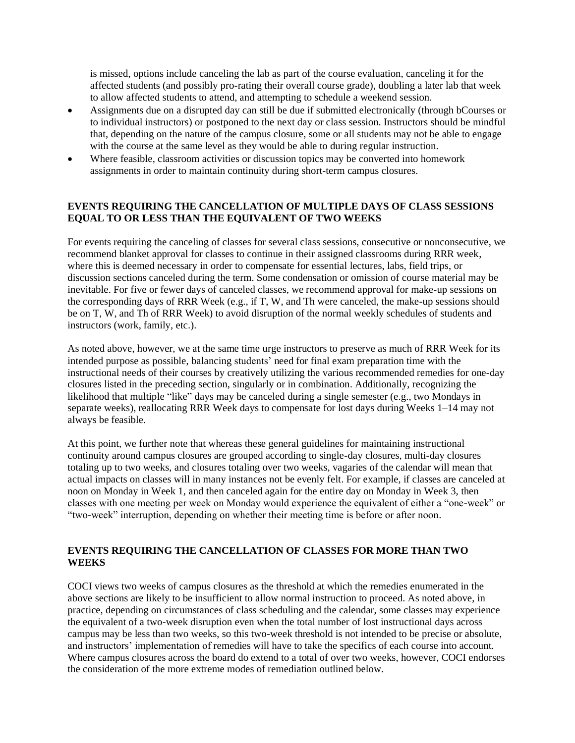is missed, options include canceling the lab as part of the course evaluation, canceling it for the affected students (and possibly pro-rating their overall course grade), doubling a later lab that week to allow affected students to attend, and attempting to schedule a weekend session.

- Assignments due on a disrupted day can still be due if submitted electronically (through bCourses or to individual instructors) or postponed to the next day or class session. Instructors should be mindful that, depending on the nature of the campus closure, some or all students may not be able to engage with the course at the same level as they would be able to during regular instruction.
- Where feasible, classroom activities or discussion topics may be converted into homework assignments in order to maintain continuity during short-term campus closures.

**EVENTS REQUIRING THE CANCELLATION OF MULTIPLE DAYS OF CLASS SESSIONS EQUAL TO OR LESS THAN THE EQUIVALENT OF TWO WEEKS**

For events requiring the canceling of classes for several class sessions, consecutive or nonconsecutive, we recommend blanket approval for classes to continue in their assigned classrooms during RRR week, where this is deemed necessary in order to compensate for essential lectures, labs, field trips, or discussion sections canceled during the term. Some condensation or omission of course material may be inevitable. For five or fewer days of canceled classes, we recommend approval for make-up sessions on the corresponding days of RRR Week (e.g., if T, W, and Th were canceled, the make-up sessions should be on T, W, and Th of RRR Week) to avoid disruption of the normal weekly schedules of students and instructors (work, family, etc.).

As noted above, however, we at the same time urge instructors to preserve as much of RRR Week for its intended purpose as possible, balancing students' need for final exam preparation time with the instructional needs of their courses by creatively utilizing the various recommended remedies for one-day closures listed in the preceding section, singularly or in combination. Additionally, recognizing the likelihood that multiple "like" days may be canceled during a single semester (e.g., two Mondays in separate weeks), reallocating RRR Week days to compensate for lost days during Weeks 1–14 may not always be feasible.

At this point, we further note that whereas these general guidelines for maintaining instructional continuity around campus closures are grouped according to single-day closures, multi-day closures totaling up to two weeks, and closures totaling over two weeks, vagaries of the calendar will mean that actual impacts on classes will in many instances not be evenly felt. For example, if classes are canceled at noon on Monday in Week 1, and then canceled again for the entire day on Monday in Week 3, then classes with one meeting per week on Monday would experience the equivalent of either a "one-week" or "two-week" interruption, depending on whether their meeting time is before or after noon.

**EVENTS REQUIRING THE CANCELLATION OF CLASSES FOR MORE THAN TWO WEEKS**

COCI views two weeks of campus closures as the threshold at which the remedies enumerated in the above sections are likely to be insufficient to allow normal instruction to proceed. As noted above, in practice, depending on circumstances of class scheduling and the calendar, some classes may experience the equivalent of a two-week disruption even when the total number of lost instructional days across campus may be less than two weeks, so this two-week threshold is not intended to be precise or absolute, and instructors' implementation of remedies will have to take the specifics of each course into account. Where campus closures across the board do extend to a total of over two weeks, however, COCI endorses the consideration of the more extreme modes of remediation outlined below.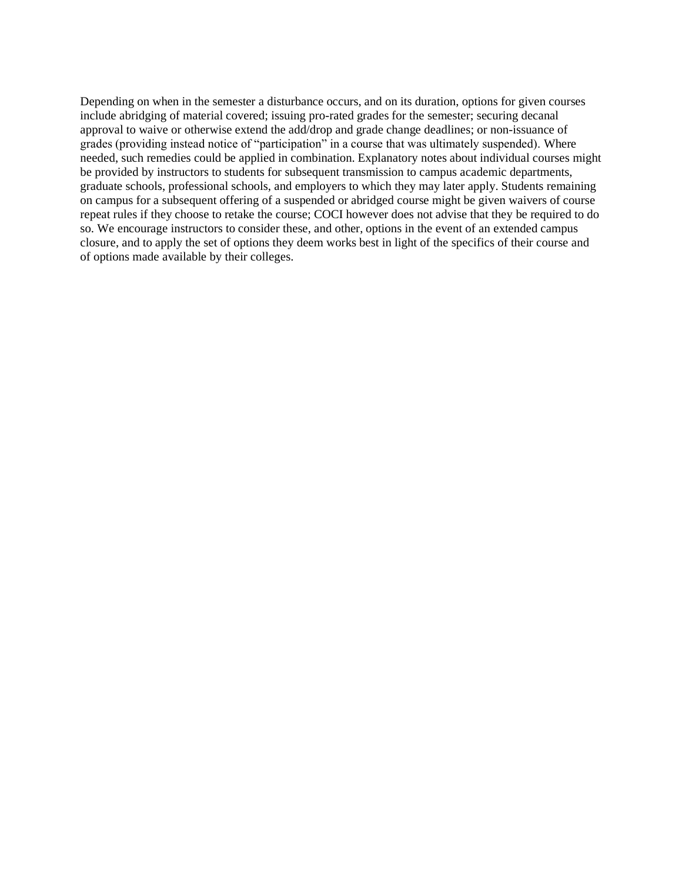Depending on when in the semester a disturbance occurs, and on its duration, options for given courses include abridging of material covered; issuing pro-rated grades for the semester; securing decanal approval to waive or otherwise extend the add/drop and grade change deadlines; or non-issuance of grades (providing instead notice of "participation" in a course that was ultimately suspended). Where needed, such remedies could be applied in combination. Explanatory notes about individual courses might be provided by instructors to students for subsequent transmission to campus academic departments, graduate schools, professional schools, and employers to which they may later apply. Students remaining on campus for a subsequent offering of a suspended or abridged course might be given waivers of course repeat rules if they choose to retake the course; COCI however does not advise that they be required to do so. We encourage instructors to consider these, and other, options in the event of an extended campus closure, and to apply the set of options they deem works best in light of the specifics of their course and of options made available by their colleges.